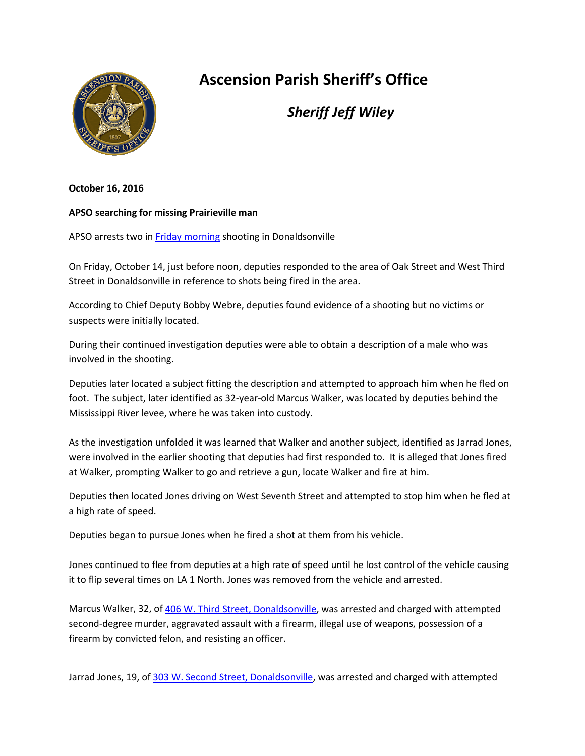# Ascension Parish Sheriff's Office

## *Sheriff Jeff Wiley*

**October 16, 2016**

**APSO searching for missing Prairieville man**

APSO arrests two in Friday morning shooting in Donaldsonville

On Friday, October 14, just before noon, deputies responded to the area of Oak Street and West Third Street in Donaldsonville in reference to shots being fired in the area.

According to Chief Deputy Bobby Webre, deputies found evidence of a shooting but no victims or suspects were initially located.

During their continued investigation deputies were able to obtain a description of a male who was involved in the shooting.

Deputies later located a subject fitting the description and attempted to approach him when he fled on foot. The subject, later identified as 32-year-old Marcus Walker, was located by deputies behind the Mississippi River levee, where he was taken into custody.

As the investigation unfolded it was learned that Walker and another subject, identified as Jarrad Jones, were involved in the earlier shooting that deputies had first responded to. It is alleged that Jones fired at Walker, prompting Walker to go and retrieve a gun, locate Walker and fire at him.

Deputies then located Jones driving on West Seventh Street and attempted to stop him when he fled at a high rate of speed.

Deputies began to pursue Jones when he fired a shot at them from his vehicle.

Jones continued to flee from deputies at a high rate of speed until he lost control of the vehicle causing it to flip several times on LA 1 North. Jones was removed from the vehicle and arrested.

Marcus Walker, 32, of 406 W. Third Street, Donaldsonville, was arrested and charged with attempted second-degree murder, aggravated assault with a firearm, illegal use of weapons, possession of a firearm by convicted felon, and resisting an officer.

Jarrad Jones, 19, of 303 W. Second Street, Donaldsonville, was arrested and charged with attempted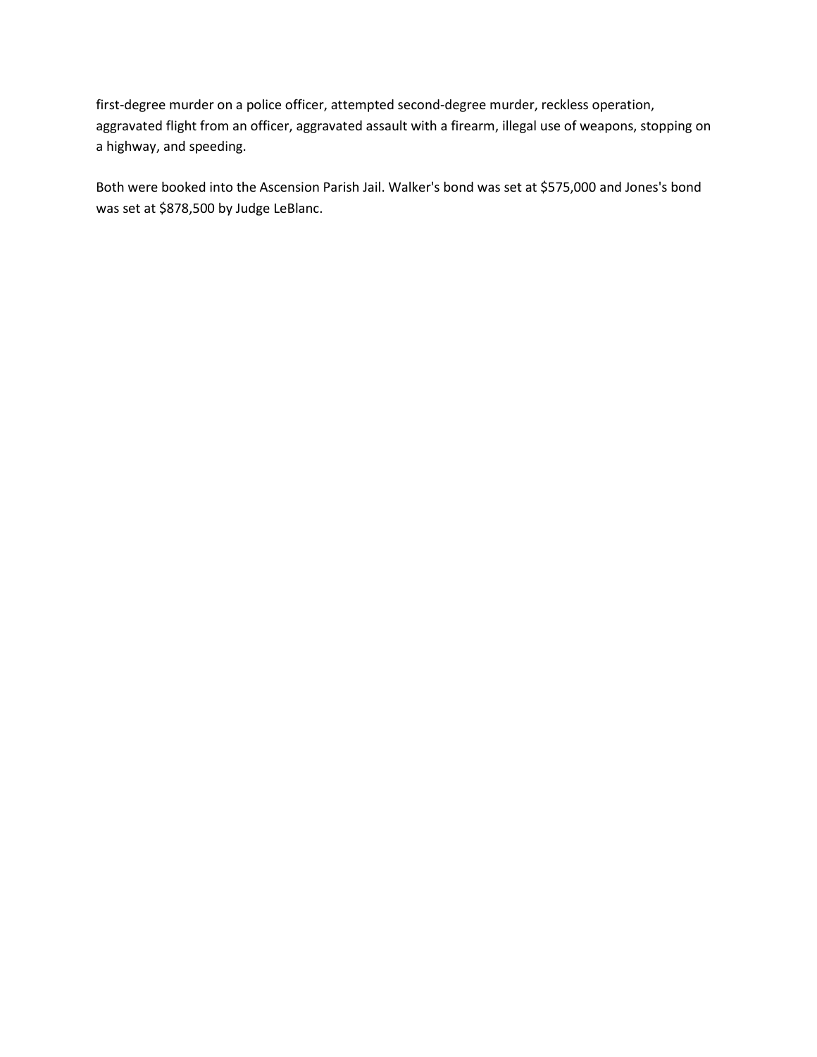first-degree murder on a police officer, attempted second-degree murder, reckless operation, aggravated flight from an officer, aggravated assault with a firearm, illegal use of weapons, stopping on a highway, and speeding.

Both were booked into the Ascension Parish Jail. Walker's bond was set at $575,000 and Jones's bond was set at $878,500 by Judge LeBlanc.